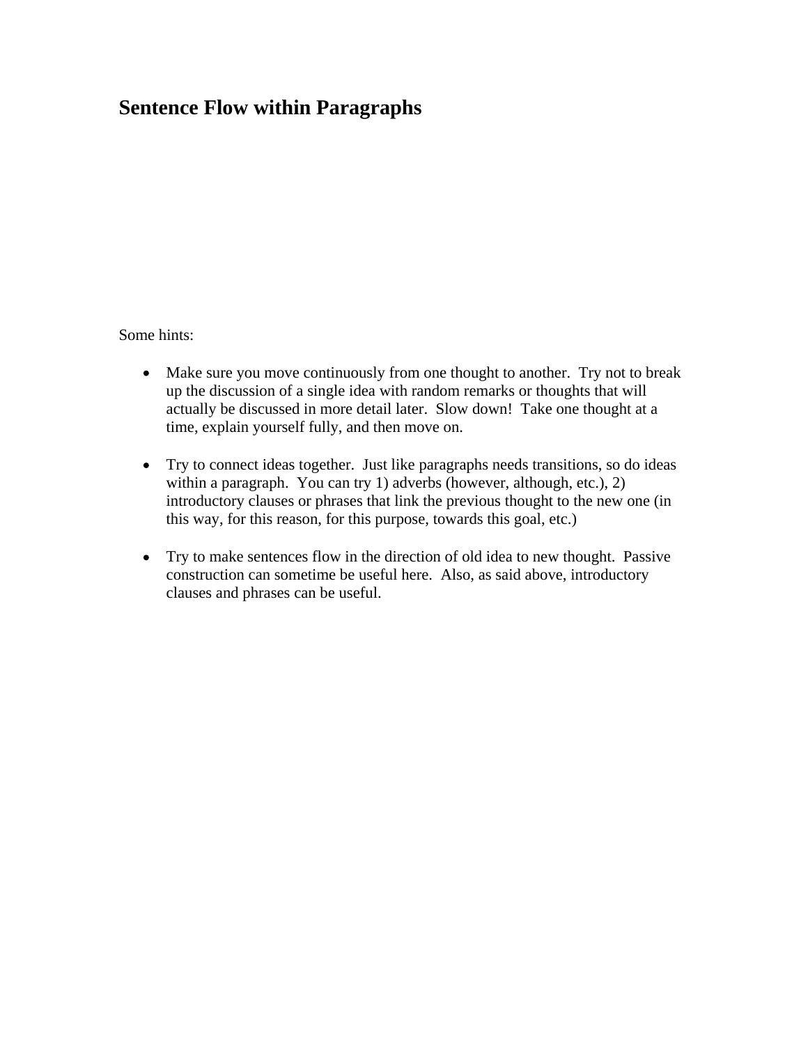# Sentence Flow within Paragraphs

Some hints:

- Make sure you move continuously from one thought to another. Try not to break up the discussion of a single idea with random remarks or thoughts that will actually be discussed in more detail later. Slow down! Take one thought at a time, explain yourself fully, and then move on.

- Try to connect ideas together. Just like paragraphs needs transitions, so do ideas within a paragraph. You can try 1) adverbs (however, although, etc.), 2) introductory clauses or phrases that link the previous thought to the new one (in this way, for this reason, for this purpose, towards this goal, etc.)

- Try to make sentences flow in the direction of old idea to new thought. Passive construction can sometime be useful here. Also, as said above, introductory clauses and phrases can be useful.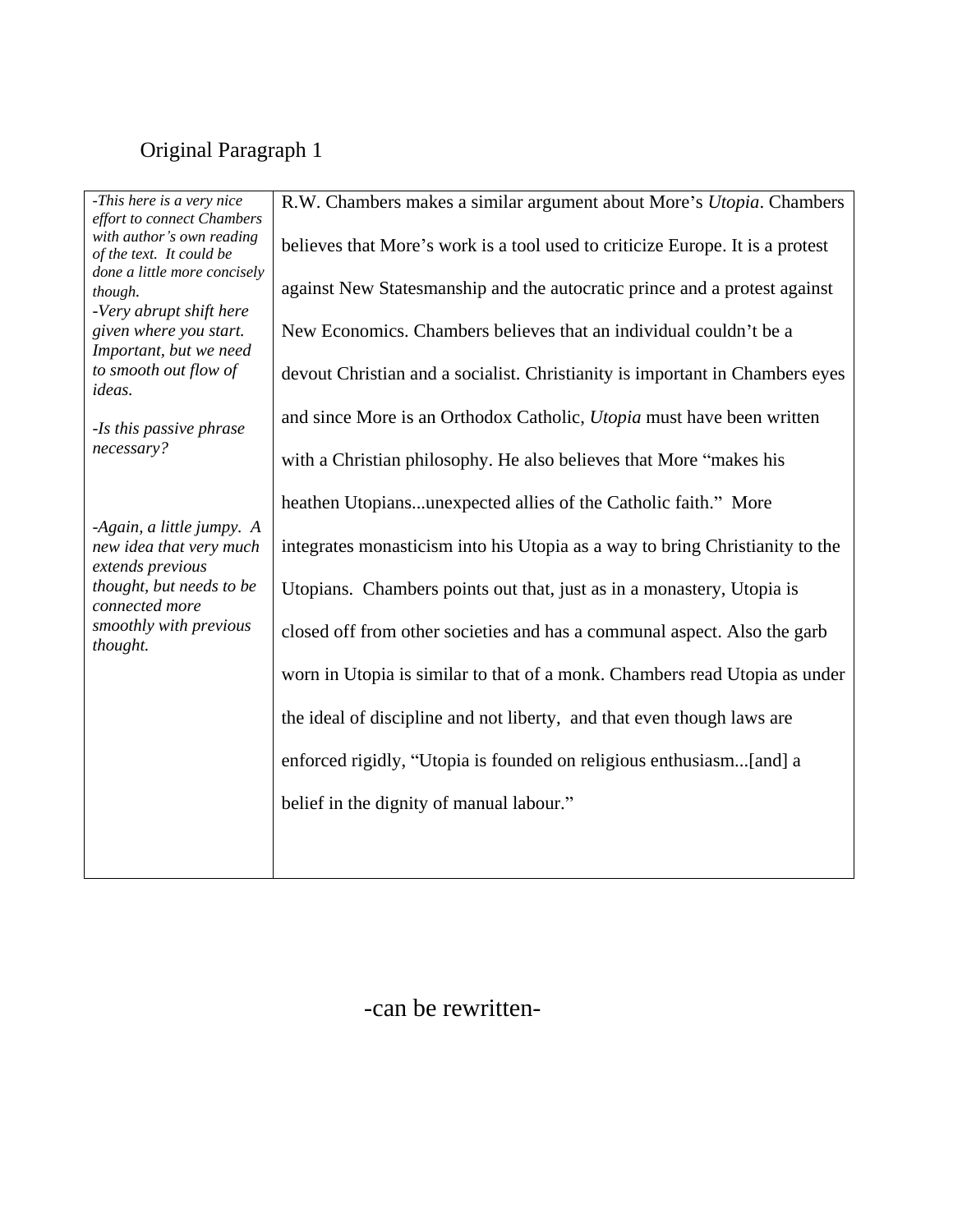Original Paragraph 1

| *-This here is a very nice effort to connect Chambers with author's own reading of the text. It could be done a little more concisely though.*<br>*-Very abrupt shift here given where you start. Important, but we need to smooth out flow of ideas.*<br><br>*-Is this passive phrase necessary?*<br><br><br>*-Again, a little jumpy. A new idea that very much extends previous thought, but needs to be connected more smoothly with previous thought.* | R.W. Chambers makes a similar argument about More's *Utopia*. Chambers believes that More's work is a tool used to criticize Europe. It is a protest against New Statesmanship and the autocratic prince and a protest against New Economics. Chambers believes that an individual couldn't be a devout Christian and a socialist. Christianity is important in Chambers eyes and since More is an Orthodox Catholic, *Utopia* must have been written with a Christian philosophy. He also believes that More "makes his heathen Utopians...unexpected allies of the Catholic faith." More integrates monasticism into his Utopia as a way to bring Christianity to the Utopians. Chambers points out that, just as in a monastery, Utopia is closed off from other societies and has a communal aspect. Also the garb worn in Utopia is similar to that of a monk. Chambers read Utopia as under the ideal of discipline and not liberty, and that even though laws are enforced rigidly, "Utopia is founded on religious enthusiasm...[and] a belief in the dignity of manual labour." |
|---|---|

-can be rewritten-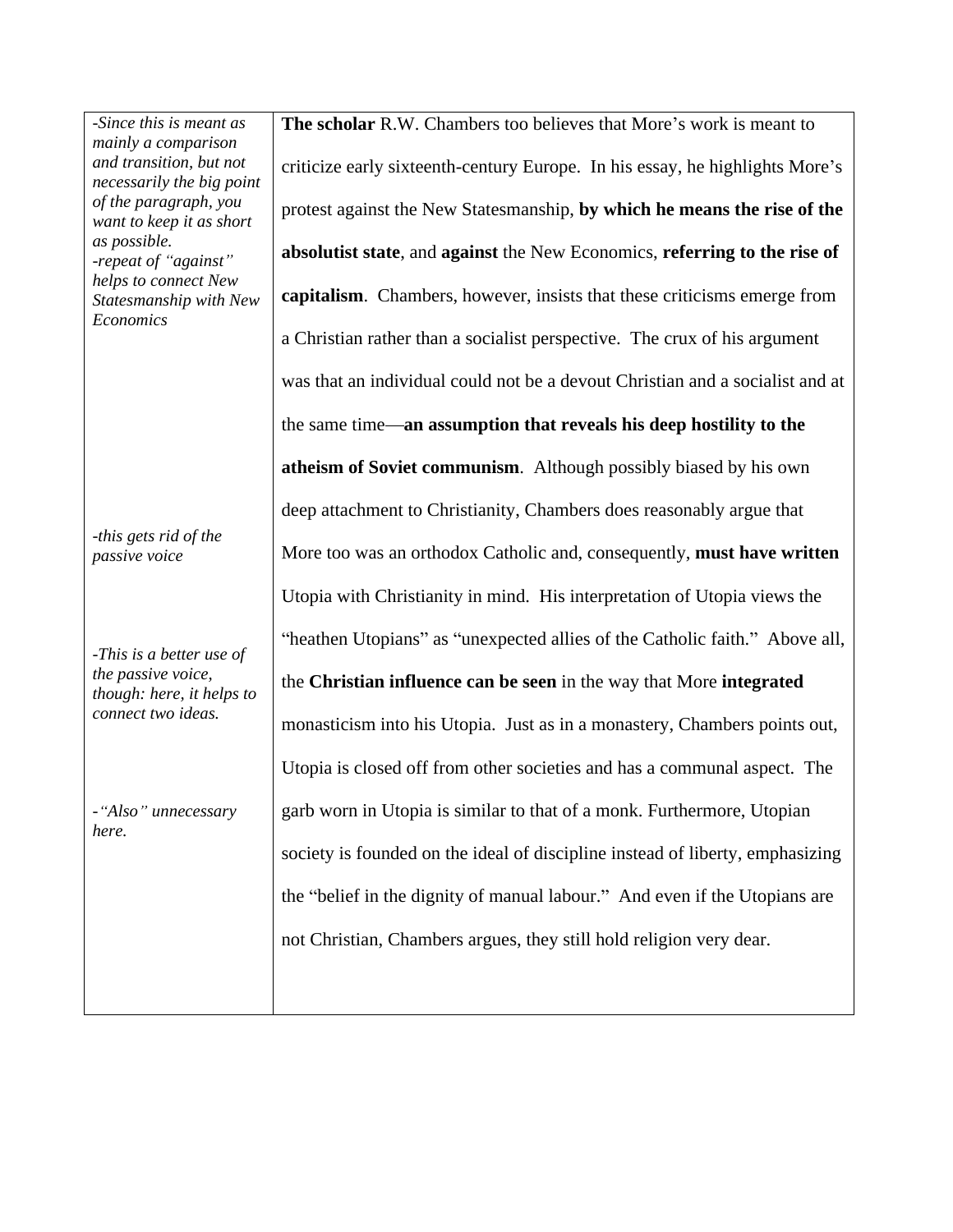| | |
|---|---|
| *-Since this is meant as mainly a comparison and transition, but not necessarily the big point of the paragraph, you want to keep it as short as possible.*<br>*-repeat of "against" helps to connect New Statesmanship with New Economics*<br><br><br><br><br><br><br><br>*-this gets rid of the passive voice*<br><br><br>*-This is a better use of the passive voice, though: here, it helps to connect two ideas.*<br><br><br>*-"Also" unnecessary here.* | **The scholar** R.W. Chambers too believes that More's work is meant to criticize early sixteenth-century Europe. In his essay, he highlights More's protest against the New Statesmanship, **by which he means the rise of the absolutist state**, and **against** the New Economics, **referring to the rise of capitalism**. Chambers, however, insists that these criticisms emerge from a Christian rather than a socialist perspective. The crux of his argument was that an individual could not be a devout Christian and a socialist and at the same time—**an assumption that reveals his deep hostility to the atheism of Soviet communism**. Although possibly biased by his own deep attachment to Christianity, Chambers does reasonably argue that More too was an orthodox Catholic and, consequently, **must have written** Utopia with Christianity in mind. His interpretation of Utopia views the "heathen Utopians" as "unexpected allies of the Catholic faith." Above all, the **Christian influence can be seen** in the way that More **integrated** monasticism into his Utopia. Just as in a monastery, Chambers points out, Utopia is closed off from other societies and has a communal aspect. The garb worn in Utopia is similar to that of a monk. Furthermore, Utopian society is founded on the ideal of discipline instead of liberty, emphasizing the "belief in the dignity of manual labour." And even if the Utopians are not Christian, Chambers argues, they still hold religion very dear. |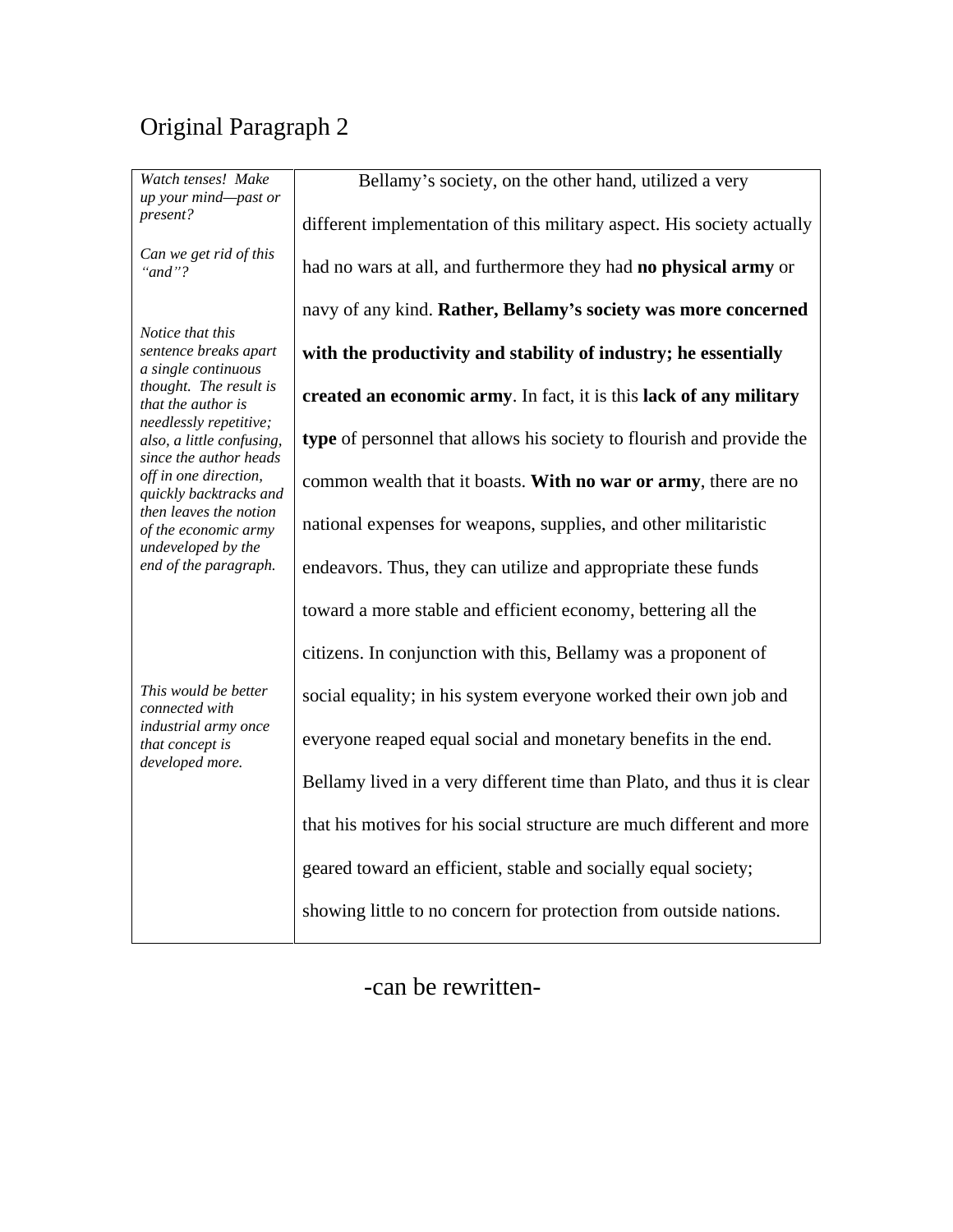# Original Paragraph 2

| | |
|---|---|
| *Watch tenses! Make up your mind—past or present?*<br><br>*Can we get rid of this "and"?*<br><br>*Notice that this sentence breaks apart a single continuous thought. The result is that the author is needlessly repetitive; also, a little confusing, since the author heads off in one direction, quickly backtracks and then leaves the notion of the economic army undeveloped by the end of the paragraph.*<br><br>*This would be better connected with industrial army once that concept is developed more.* | Bellamy's society, on the other hand, utilized a very different implementation of this military aspect. His society actually had no wars at all, and furthermore they had **no physical army** or navy of any kind. **Rather, Bellamy's society was more concerned with the productivity and stability of industry; he essentially created an economic army**. In fact, it is this **lack of any military type** of personnel that allows his society to flourish and provide the common wealth that it boasts. **With no war or army**, there are no national expenses for weapons, supplies, and other militaristic endeavors. Thus, they can utilize and appropriate these funds toward a more stable and efficient economy, bettering all the citizens. In conjunction with this, Bellamy was a proponent of social equality; in his system everyone worked their own job and everyone reaped equal social and monetary benefits in the end. Bellamy lived in a very different time than Plato, and thus it is clear that his motives for his social structure are much different and more geared toward an efficient, stable and socially equal society; showing little to no concern for protection from outside nations. |

-can be rewritten-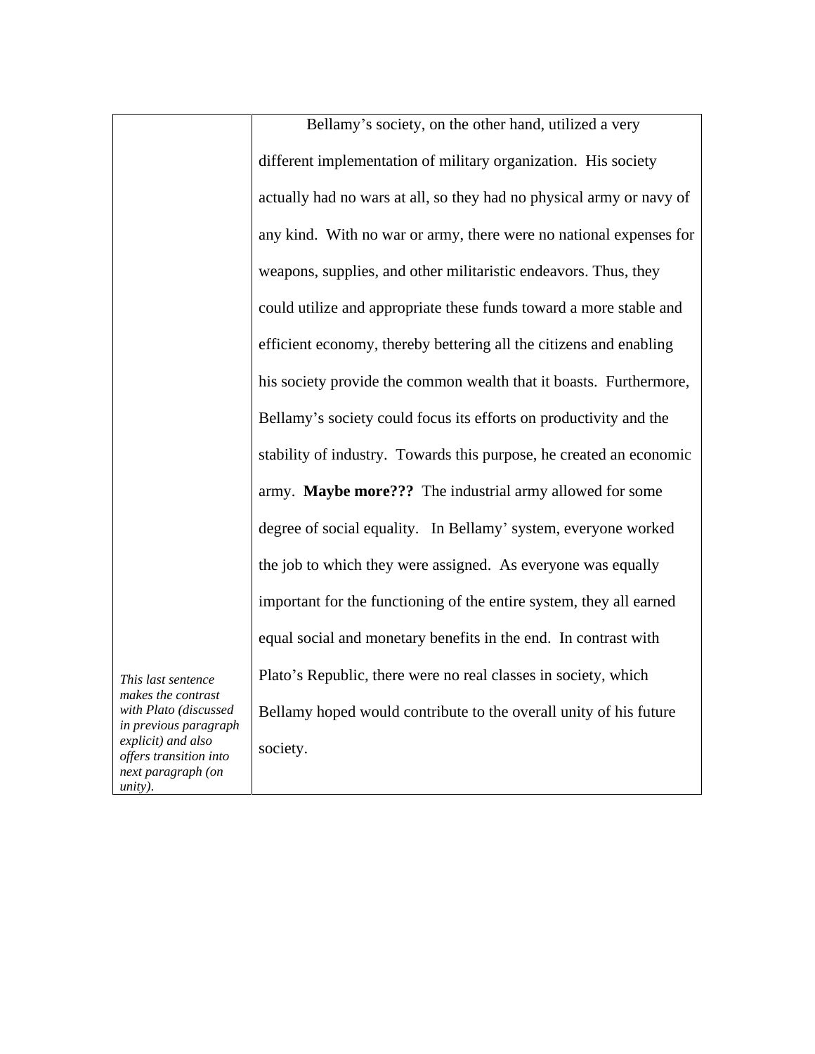| | |
|---|---|
| *This last sentence makes the contrast with Plato (discussed in previous paragraph explicit) and also offers transition into next paragraph (on unity).* | Bellamy's society, on the other hand, utilized a very different implementation of military organization. His society actually had no wars at all, so they had no physical army or navy of any kind. With no war or army, there were no national expenses for weapons, supplies, and other militaristic endeavors. Thus, they could utilize and appropriate these funds toward a more stable and efficient economy, thereby bettering all the citizens and enabling his society provide the common wealth that it boasts. Furthermore, Bellamy's society could focus its efforts on productivity and the stability of industry. Towards this purpose, he created an economic army. **Maybe more???** The industrial army allowed for some degree of social equality. In Bellamy' system, everyone worked the job to which they were assigned. As everyone was equally important for the functioning of the entire system, they all earned equal social and monetary benefits in the end. In contrast with Plato's Republic, there were no real classes in society, which Bellamy hoped would contribute to the overall unity of his future society. |